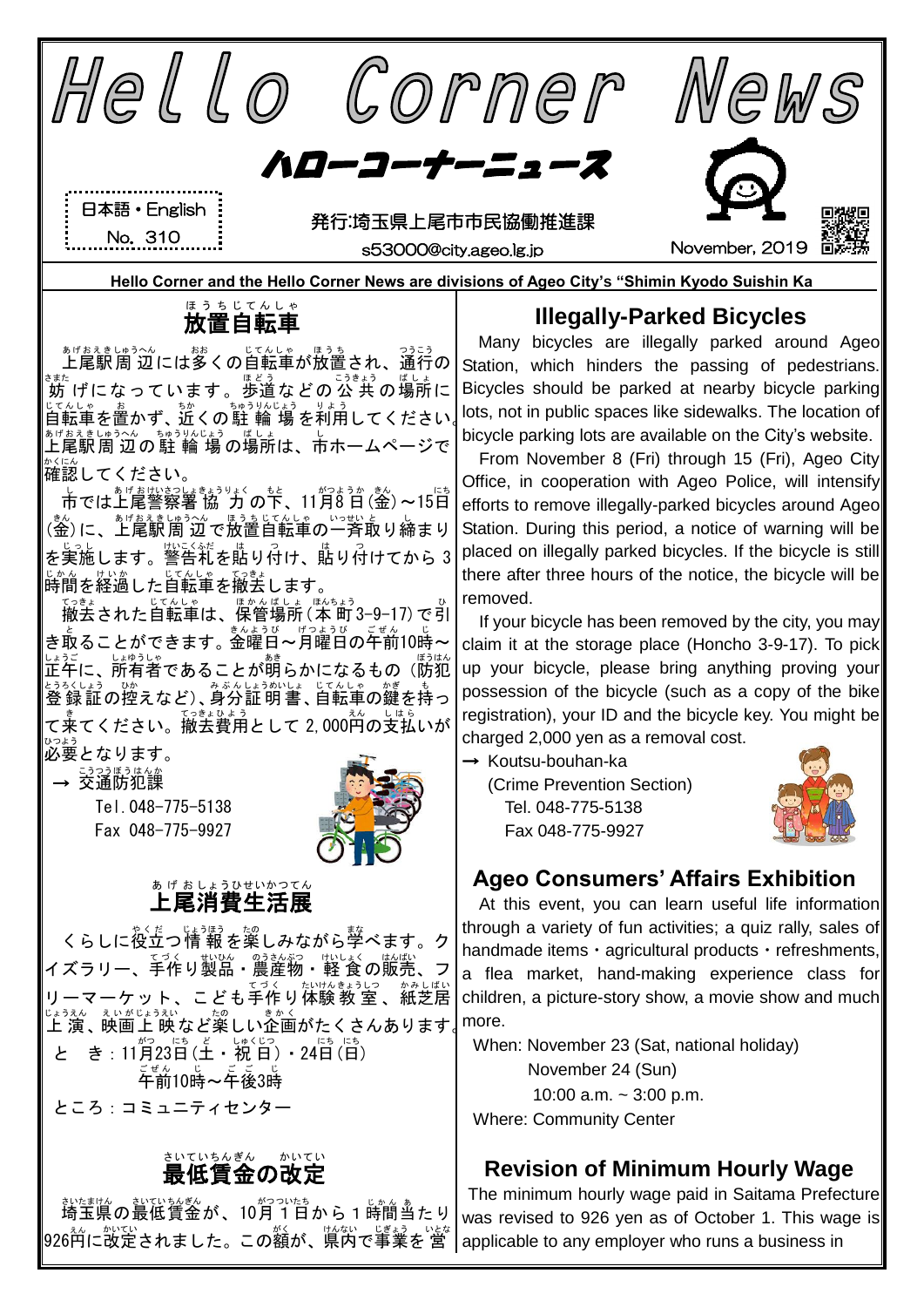# Hello Corner News

## ハローコーナーニュース

日本語・English
No. 310

発行:埼玉県上尾市市民協働推進課
s53000@city.ageo.lg.jp

November, 2019

**Hello Corner and the Hello Corner News are divisions of Ageo City's "Shimin Kyodo Suishin Ka**

## 放置自転車

上尾駅周辺には多くの自転車が放置され、通行の妨げになっています。歩道などの公共の場所に自転車を置かず、近くの駐輪場を利用してください。上尾駅周辺の駐輪場の場所は、市ホームページで確認してください。

市では上尾警察署協力の下、11月8日(金)～15日(金)に、上尾駅周辺で放置自転車の一斉取り締まりを実施します。警告札を貼り付け、貼り付けてから3時間を経過した自転車を撤去します。

撤去された自転車は、保管場所(本町3-9-17)で引き取ることができます。金曜日～月曜日の午前10時～正午に、所有者であることが明らかになるもの(防犯登録証の控えなど)、身分証明書、自転車の鍵を持って来てください。撤去費用として2,000円の支払いが必要となります。

→ 交通防犯課
Tel.048-775-5138
Fax 048-775-9927

## 上尾消費生活展

くらしに役立つ情報を楽しみながら学べます。クイズラリー、手作り製品・農産物・軽食の販売、フリーマーケット、こども手作り体験教室、紙芝居上演、映画上映など楽しい企画がたくさんあります。

とき:11月23日(土・祝日)・24日(日)
午前10時～午後3時

ところ:コミュニティセンター

## 最低賃金の改定

埼玉県の最低賃金が、10月1日から1時間当たり926円に改定されました。この額が、県内で事業を営

## Illegally-Parked Bicycles

Many bicycles are illegally parked around Ageo Station, which hinders the passing of pedestrians. Bicycles should be parked at nearby bicycle parking lots, not in public spaces like sidewalks. The location of bicycle parking lots are available on the City's website.

From November 8 (Fri) through 15 (Fri), Ageo City Office, in cooperation with Ageo Police, will intensify efforts to remove illegally-parked bicycles around Ageo Station. During this period, a notice of warning will be placed on illegally parked bicycles. If the bicycle is still there after three hours of the notice, the bicycle will be removed.

If your bicycle has been removed by the city, you may claim it at the storage place (Honcho 3-9-17). To pick up your bicycle, please bring anything proving your possession of the bicycle (such as a copy of the bike registration), your ID and the bicycle key. You might be charged 2,000 yen as a removal cost.

→ Koutsu-bouhan-ka
(Crime Prevention Section)
Tel. 048-775-5138
Fax 048-775-9927

## Ageo Consumers' Affairs Exhibition

At this event, you can learn useful life information through a variety of fun activities; a quiz rally, sales of handmade items・agricultural products・refreshments, a flea market, hand-making experience class for children, a picture-story show, a movie show and much more.

When: November 23 (Sat, national holiday)
November 24 (Sun)
10:00 a.m. ~ 3:00 p.m.
Where: Community Center

## Revision of Minimum Hourly Wage

The minimum hourly wage paid in Saitama Prefecture was revised to 926 yen as of October 1. This wage is applicable to any employer who runs a business in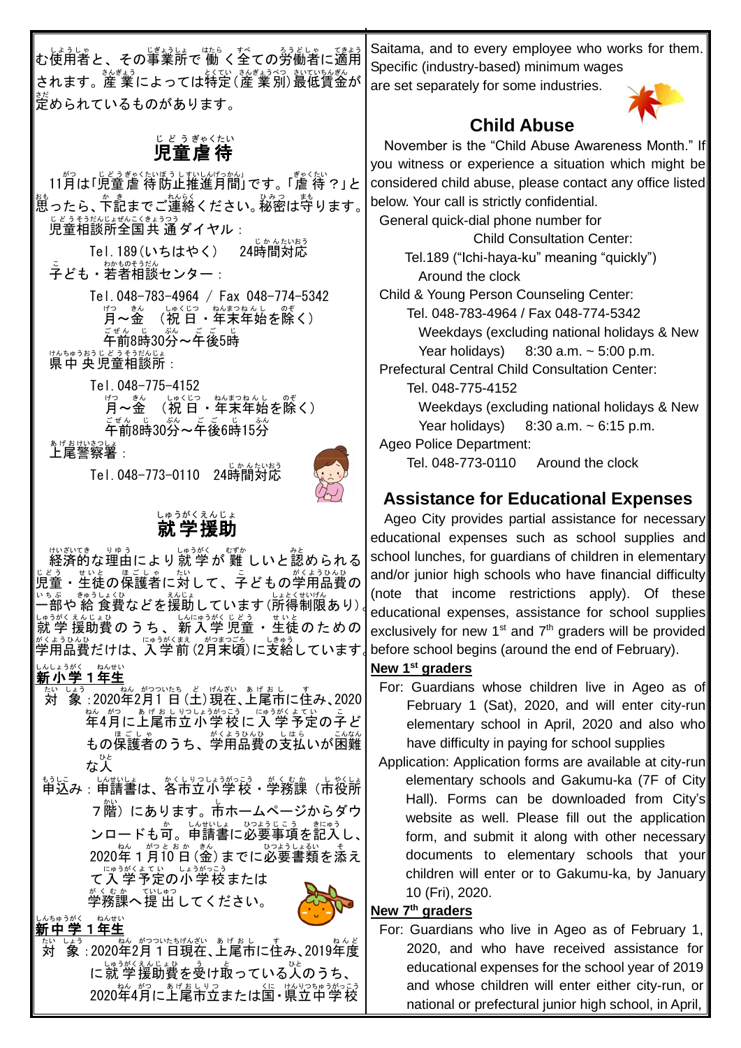む使用者と、その事業所で働く全ての労働者に適用されます。産業によっては特定（産業別）最低賃金が定められているものがあります。

## 児童虐待

11月は「児童虐待防止推進月間」です。「虐待？」と思ったら、下記までご連絡ください。秘密は守ります。

児童相談所全国共通ダイヤル：
Tel.189（いちはやく）　24時間対応

子ども・若者相談センター：
Tel.048-783-4964 / Fax 048-774-5342
月～金　（祝日・年末年始を除く）
午前8時30分～午後5時

県中央児童相談所：
Tel.048-775-4152
月～金　（祝日・年末年始を除く）
午前8時30分～午後6時15分

上尾警察署：
Tel.048-773-0110　24時間対応

## 就学援助

経済的な理由により就学が難しいと認められる児童・生徒の保護者に対して、子どもの学用品費の一部や給食費などを援助しています（所得制限あり）。就学援助費のうち、新入学児童・生徒のための学用品費だけは、入学前（2月末頃）に支給しています。

**新小学1年生**

対　象：2020年2月1日（土）現在、上尾市に住み、2020年4月に上尾市立小学校に入学予定の子どもの保護者のうち、学用品費の支払いが困難な人

申込み：申請書は、各市立小学校・学務課（市役所7階）にあります。市ホームページからダウンロードも可。申請書に必要事項を記入し、2020年1月10日（金）までに必要書類を添えて入学予定の小学校または学務課へ提出してください。

**新中学1年生**

対　象：2020年2月1日現在、上尾市に住み、2019年度に就学援助費を受け取っている人のうち、2020年4月に上尾市立または国・県立中学校

Saitama, and to every employee who works for them. Specific (industry-based) minimum wages are set separately for some industries.

## Child Abuse

November is the "Child Abuse Awareness Month." If you witness or experience a situation which might be considered child abuse, please contact any office listed below. Your call is strictly confidential.

General quick-dial phone number for Child Consultation Center:
Tel.189 ("Ichi-haya-ku" meaning "quickly")
Around the clock

Child & Young Person Counseling Center:
Tel. 048-783-4964 / Fax 048-774-5342
Weekdays (excluding national holidays & New Year holidays)　8:30 a.m. ~ 5:00 p.m.

Prefectural Central Child Consultation Center:
Tel. 048-775-4152
Weekdays (excluding national holidays & New Year holidays)　8:30 a.m. ~ 6:15 p.m.

Ageo Police Department:
Tel. 048-773-0110　Around the clock

## Assistance for Educational Expenses

Ageo City provides partial assistance for necessary educational expenses such as school supplies and school lunches, for guardians of children in elementary and/or junior high schools who have financial difficulty (note that income restrictions apply). Of these educational expenses, assistance for school supplies exclusively for new 1st and 7th graders will be provided before school begins (around the end of February).

**New 1st graders**

For: Guardians whose children live in Ageo as of February 1 (Sat), 2020, and will enter city-run elementary school in April, 2020 and also who have difficulty in paying for school supplies

Application: Application forms are available at city-run elementary schools and Gakumu-ka (7F of City Hall). Forms can be downloaded from City's website as well. Please fill out the application form, and submit it along with other necessary documents to elementary schools that your children will enter or to Gakumu-ka, by January 10 (Fri), 2020.

**New 7th graders**

For: Guardians who live in Ageo as of February 1, 2020, and who have received assistance for educational expenses for the school year of 2019 and whose children will enter either city-run, or national or prefectural junior high school, in April,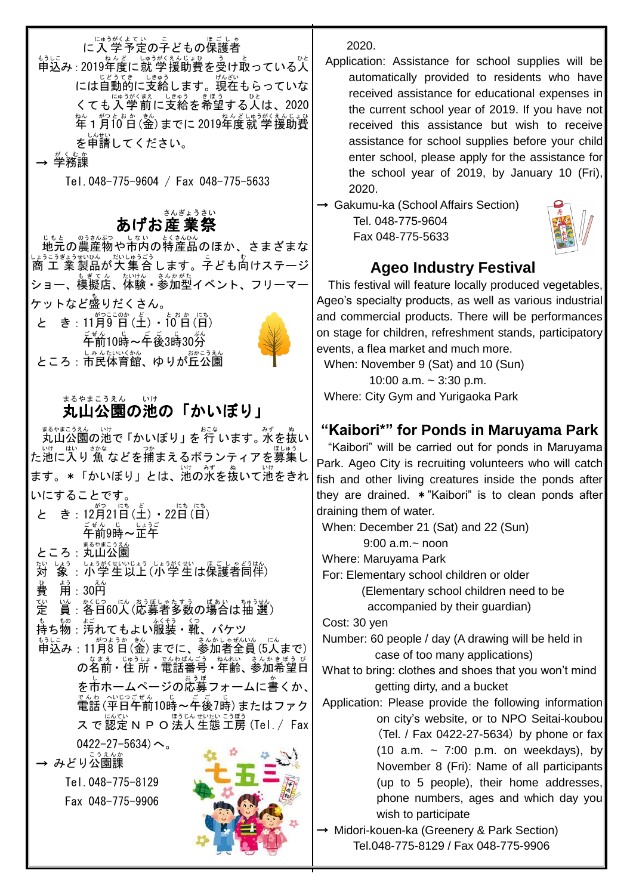に入学予定の子どもの保護者

申込み：2019年度に就学援助費を受け取っている人には自動的に支給します。現在もらっていなくても入学前に支給を希望する人は、2020年1月10日（金）までに2019年度就学援助費を申請してください。

→ 学務課

Tel. 048-775-9604 / Fax 048-775-5633

## あげお産業祭

地元の農産物や市内の特産品のほか、さまざまな商工業製品が大集合します。子ども向けステージショー、模擬店、体験・参加型イベント、フリーマーケットなど盛りだくさん。

と　き：11月9日（土）・10日（日）
午前10時～午後3時30分

ところ：市民体育館、ゆりが丘公園

## 丸山公園の池の「かいぼり」

丸山公園の池で「かいぼり」を行います。水を抜いた池に入り魚などを捕まえるボランティアを募集します。＊「かいぼり」とは、池の水を抜いて池をきれいにすることです。

と　き：12月21日（土）・22日（日）
午前9時～正午

ところ：丸山公園

対　象：小学生以上（小学生は保護者同伴）

費　用：30円

定　員：各日60人（応募者多数の場合は抽選）

持ち物：汚れてもよい服装・靴、バケツ

申込み：11月8日（金）までに、参加者全員（5人まで）の名前・住所・電話番号・年齢、参加希望日を市ホームページの応募フォームに書くか、電話（平日午前10時～午後7時）またはファクスで認定ＮＰＯ法人生態工房（Tel.／Fax 0422-27-5634）へ。

→ みどり公園課

Tel. 048-775-8129
Fax 048-775-9906

2020.

Application: Assistance for school supplies will be automatically provided to residents who have received assistance for educational expenses in the current school year of 2019. If you have not received this assistance but wish to receive assistance for school supplies before your child enter school, please apply for the assistance for the school year of 2019, by January 10 (Fri), 2020.

→ Gakumu-ka (School Affairs Section)
Tel. 048-775-9604
Fax 048-775-5633

## Ageo Industry Festival

This festival will feature locally produced vegetables, Ageo's specialty products, as well as various industrial and commercial products. There will be performances on stage for children, refreshment stands, participatory events, a flea market and much more.

When: November 9 (Sat) and 10 (Sun)
10:00 a.m. ~ 3:30 p.m.

Where: City Gym and Yurigaoka Park

## "Kaibori*" for Ponds in Maruyama Park

"Kaibori" will be carried out for ponds in Maruyama Park. Ageo City is recruiting volunteers who will catch fish and other living creatures inside the ponds after they are drained. ＊"Kaibori" is to clean ponds after draining them of water.

When: December 21 (Sat) and 22 (Sun)
9:00 a.m.~ noon

Where: Maruyama Park

For: Elementary school children or older
(Elementary school children need to be accompanied by their guardian)

Cost: 30 yen

Number: 60 people / day (A drawing will be held in case of too many applications)

What to bring: clothes and shoes that you won't mind getting dirty, and a bucket

Application: Please provide the following information on city's website, or to NPO Seitai-koubou (Tel. / Fax 0422-27-5634) by phone or fax (10 a.m. ~ 7:00 p.m. on weekdays), by November 8 (Fri): Name of all participants (up to 5 people), their home addresses, phone numbers, ages and which day you wish to participate

→ Midori-kouen-ka (Greenery & Park Section)
Tel.048-775-8129 / Fax 048-775-9906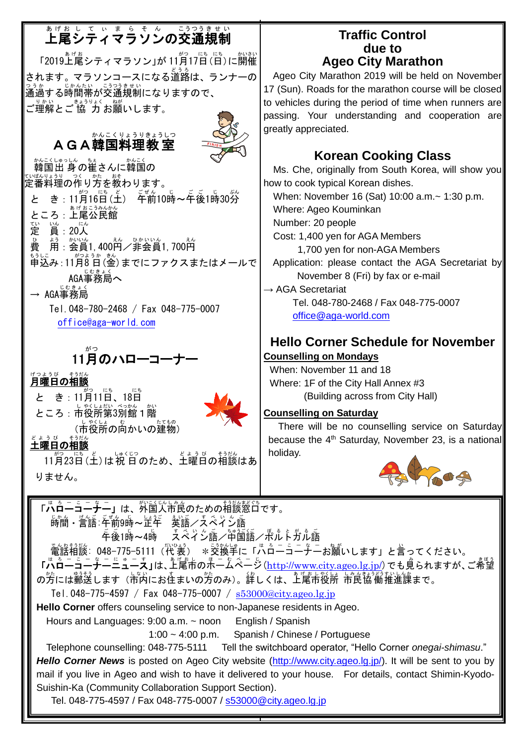## 上尾シティマラソンの交通規制

「2019上尾シティマラソン」が11月17日（日）に開催されます。マラソンコースになる道路は、ランナーの通過する時間帯が交通規制になりますので、ご理解とご協力お願いします。

## ＡＧＡ韓国料理教室

韓国出身の崔さんに韓国の定番料理の作り方を教わります。

と　き：11月16日（土）　午前10時～午後1時30分

ところ：上尾公民館

定　員：20人

費　用：会員1,400円／非会員1,700円

申込み：11月8日（金）までにファクスまたはメールでAGA事務局へ

→ AGA事務局

Tel.048-780-2468 / Fax 048-775-0007

office@aga-world.com

## 11月のハローコーナー

**月曜日の相談**

と　き：11月11日、18日

ところ：市役所第3別館１階

（市役所の向かいの建物）

**土曜日の相談**

11月23日（土）は祝日のため、土曜日の相談はありません。

## Traffic Control due to Ageo City Marathon

Ageo City Marathon 2019 will be held on November 17 (Sun). Roads for the marathon course will be closed to vehicles during the period of time when runners are passing. Your understanding and cooperation are greatly appreciated.

## Korean Cooking Class

Ms. Che, originally from South Korea, will show you how to cook typical Korean dishes.

When: November 16 (Sat) 10:00 a.m.~ 1:30 p.m.

Where: Ageo Kouminkan

Number: 20 people

Cost: 1,400 yen for AGA Members

1,700 yen for non-AGA Members

Application: please contact the AGA Secretariat by November 8 (Fri) by fax or e-mail

→ AGA Secretariat

Tel. 048-780-2468 / Fax 048-775-0007

office@aga-world.com

## Hello Corner Schedule for November

**Counselling on Mondays**

When: November 11 and 18

Where: 1F of the City Hall Annex #3

(Building across from City Hall)

**Counselling on Saturday**

There will be no counselling service on Saturday because the 4th Saturday, November 23, is a national holiday.

---

「ハローコーナー」は、外国人市民のための相談窓口です。

時間・言語：午前9時～正午　英語／スペイン語

午後1時～4時　スペイン語／中国語／ポルトガル語

電話相談：048-775-5111（代表）　＊交換手に「ハローコーナーお願いします」と言ってください。

「ハローコーナーニュース」は、上尾市のホームページ（http://www.city.ageo.lg.jp/）でも見られますが、ご希望の方には郵送します（市内にお住まいの方のみ）。詳しくは、上尾市役所 市民協働推進課まで。

Tel.048-775-4597 / Fax 048-775-0007 / s53000@city.ageo.lg.jp

**Hello Corner** offers counseling service to non-Japanese residents in Ageo.

Hours and Languages: 9:00 a.m. ~ noon　English / Spanish

1:00 ~ 4:00 p.m.　Spanish / Chinese / Portuguese

Telephone counselling: 048-775-5111　Tell the switchboard operator, "Hello Corner *onegai-shimasu*."

***Hello Corner News*** is posted on Ageo City website (http://www.city.ageo.lg.jp/). It will be sent to you by mail if you live in Ageo and wish to have it delivered to your house. For details, contact Shimin-Kyodo-Suishin-Ka (Community Collaboration Support Section).

Tel. 048-775-4597 / Fax 048-775-0007 / s53000@city.ageo.lg.jp